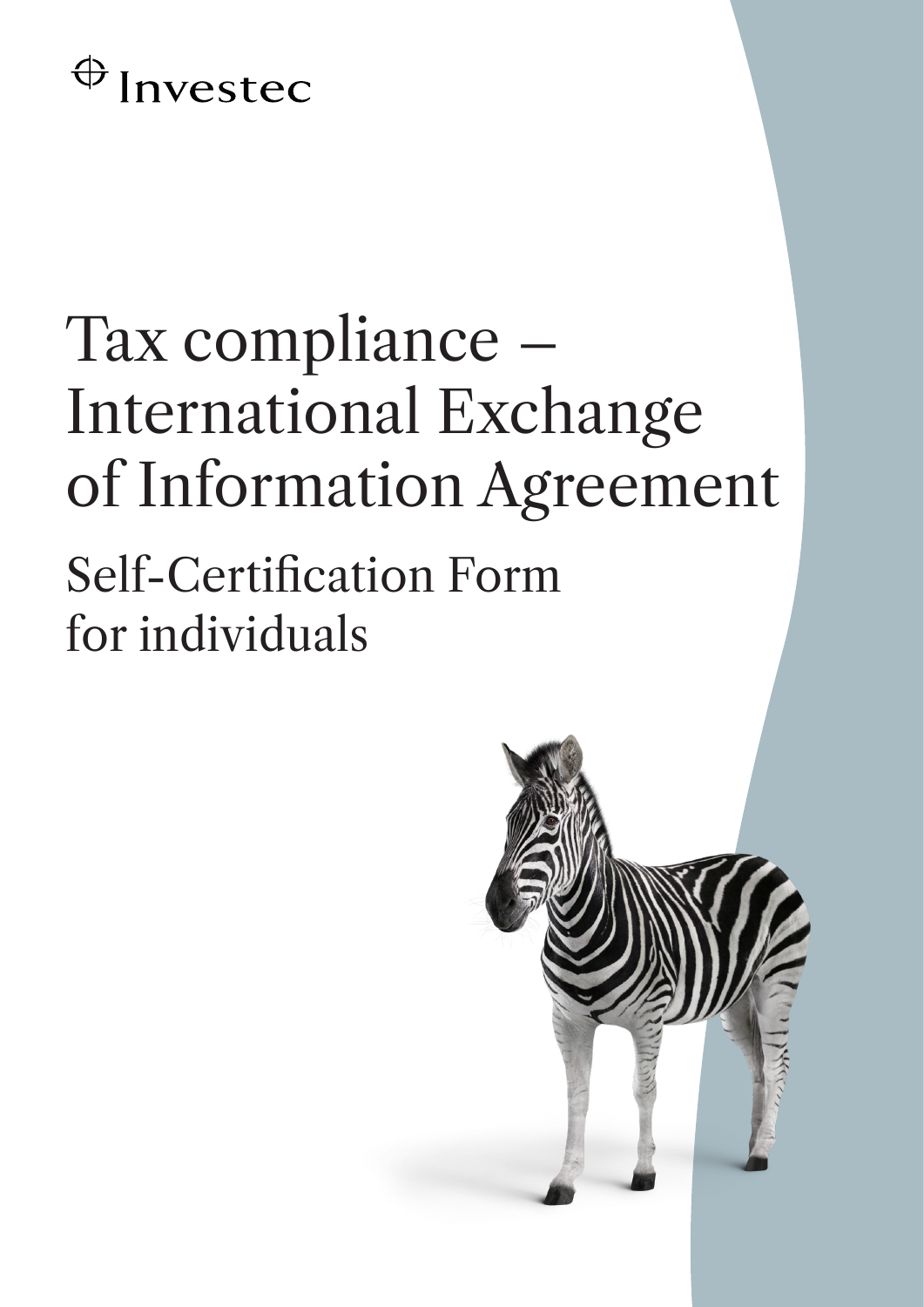Investec

# Tax compliance – International Exchange of Information Agreement

## Self-Certification Form for individuals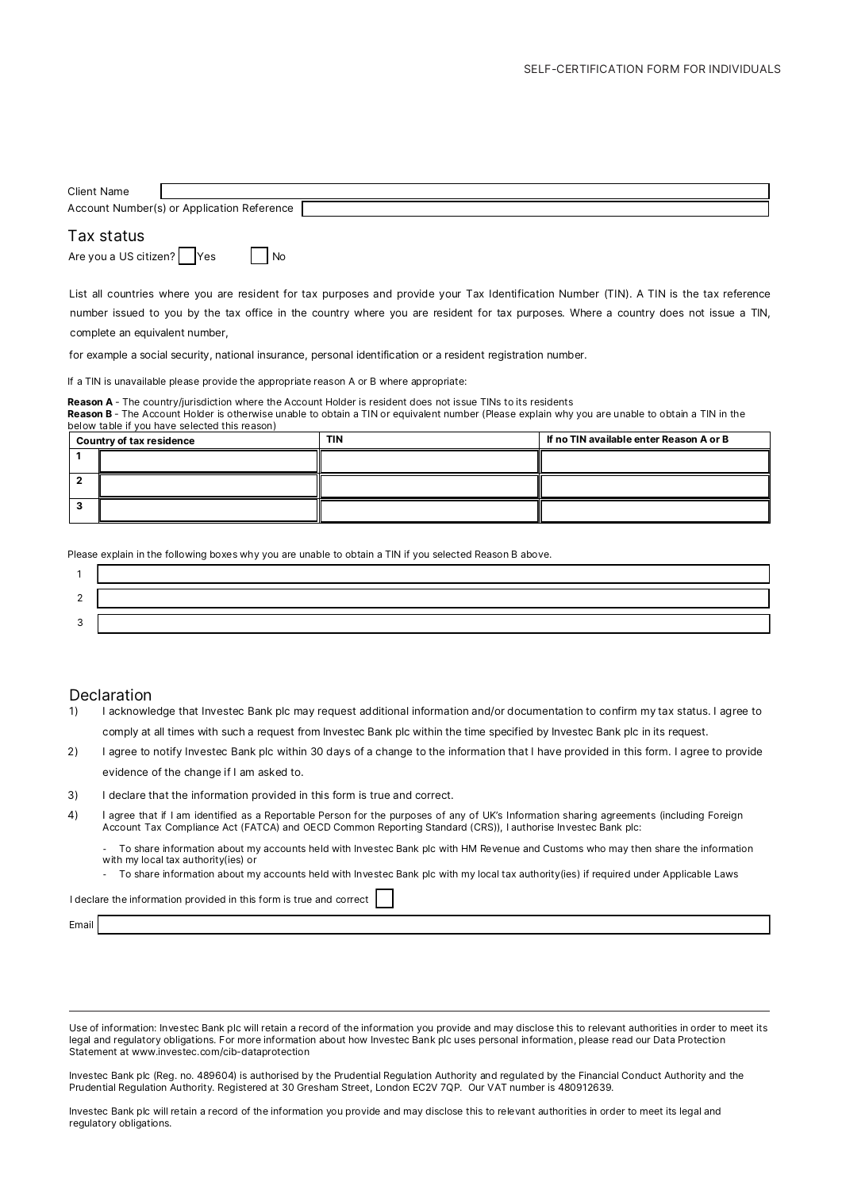Client Name

Account Number(s) or Application Reference

## Tax status

Are you a US citizen? ☐ Yes ☐ No

List all countries where you are resident for tax purposes and provide your Tax Identification Number (TIN). A TIN is the tax reference number issued to you by the tax office in the country where you are resident for tax purposes. Where a country does not issue a TIN, complete an equivalent number,

for example a social security, national insurance, personal identification or a resident registration number.

If a TIN is unavailable please provide the appropriate reason A or B where appropriate:

**Reason A** - The country/jurisdiction where the Account Holder is resident does not issue TINs to its residents
**Reason B** - The Account Holder is otherwise unable to obtain a TIN or equivalent number (Please explain why you are unable to obtain a TIN in the below table if you have selected this reason)

| | Country of tax residence | TIN | If no TIN available enter Reason A or B |
|---|---|---|---|
| **1** | | | |
| **2** | | | |
| **3** | | | |

Please explain in the following boxes why you are unable to obtain a TIN if you selected Reason B above.

1

2

3

## Declaration

1) I acknowledge that Investec Bank plc may request additional information and/or documentation to confirm my tax status. I agree to comply at all times with such a request from Investec Bank plc within the time specified by Investec Bank plc in its request.
2) I agree to notify Investec Bank plc within 30 days of a change to the information that I have provided in this form. I agree to provide evidence of the change if I am asked to.
3) I declare that the information provided in this form is true and correct.
4) I agree that if I am identified as a Reportable Person for the purposes of any of UK's Information sharing agreements (including Foreign Account Tax Compliance Act (FATCA) and OECD Common Reporting Standard (CRS)), I authorise Investec Bank plc:
   - To share information about my accounts held with Investec Bank plc with HM Revenue and Customs who may then share the information with my local tax authority(ies) or
   - To share information about my accounts held with Investec Bank plc with my local tax authority(ies) if required under Applicable Laws

I declare the information provided in this form is true and correct ☐

Email

Use of information: Investec Bank plc will retain a record of the information you provide and may disclose this to relevant authorities in order to meet its legal and regulatory obligations. For more information about how Investec Bank plc uses personal information, please read our Data Protection Statement at www.investec.com/cib-dataprotection

Investec Bank plc (Reg. no. 489604) is authorised by the Prudential Regulation Authority and regulated by the Financial Conduct Authority and the Prudential Regulation Authority. Registered at 30 Gresham Street, London EC2V 7QP. Our VAT number is 480912639.

Investec Bank plc will retain a record of the information you provide and may disclose this to relevant authorities in order to meet its legal and regulatory obligations.